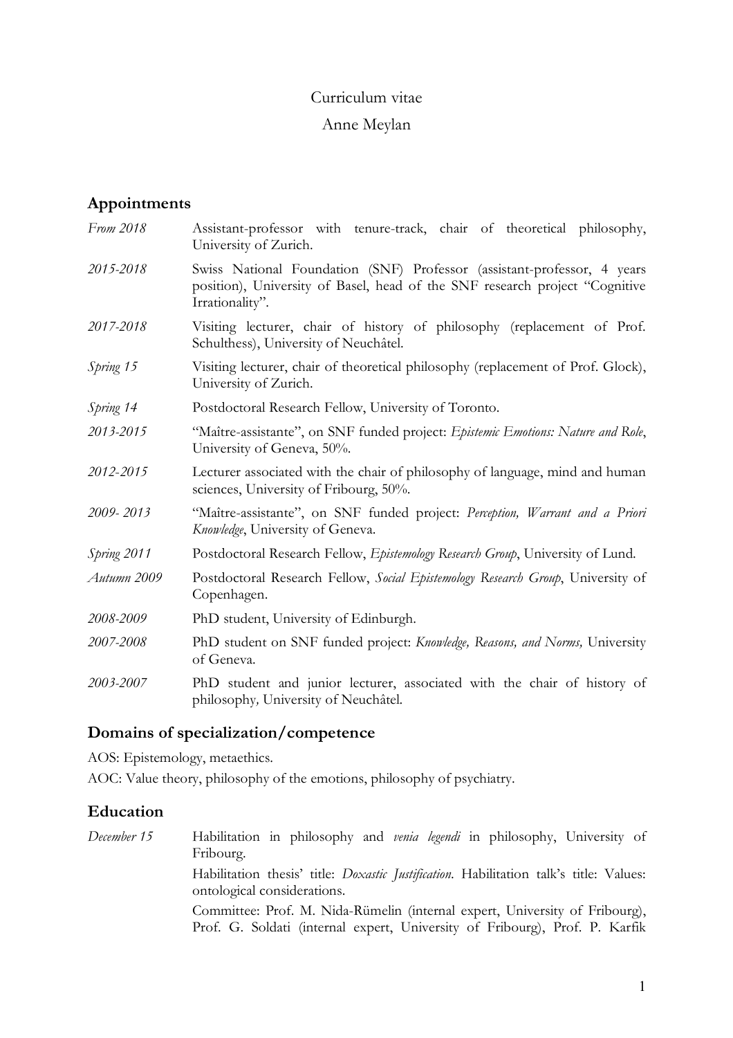Curriculum vitae

Anne Meylan

## Appointments

*From 2018* Assistant-professor with tenure-track, chair of theoretical philosophy, University of Zurich.

*2015-2018* Swiss National Foundation (SNF) Professor (assistant-professor, 4 years position), University of Basel, head of the SNF research project "Cognitive Irrationality".

*2017-2018* Visiting lecturer, chair of history of philosophy (replacement of Prof. Schulthess), University of Neuchâtel.

*Spring 15* Visiting lecturer, chair of theoretical philosophy (replacement of Prof. Glock), University of Zurich.

*Spring 14* Postdoctoral Research Fellow, University of Toronto.

*2013-2015* "Maître-assistante", on SNF funded project: *Epistemic Emotions: Nature and Role*, University of Geneva, 50%.

*2012-2015* Lecturer associated with the chair of philosophy of language, mind and human sciences, University of Fribourg, 50%.

*2009- 2013* "Maître-assistante", on SNF funded project: *Perception, Warrant and a Priori Knowledge*, University of Geneva.

*Spring 2011* Postdoctoral Research Fellow, *Epistemology Research Group*, University of Lund.

*Autumn 2009* Postdoctoral Research Fellow, *Social Epistemology Research Group*, University of Copenhagen.

*2008-2009* PhD student, University of Edinburgh.

*2007-2008* PhD student on SNF funded project: *Knowledge, Reasons, and Norms,* University of Geneva.

*2003-2007* PhD student and junior lecturer, associated with the chair of history of philosophy*,* University of Neuchâtel.

## Domains of specialization/competence

AOS: Epistemology, metaethics.

AOC: Value theory, philosophy of the emotions, philosophy of psychiatry.

## Education

*December 15* Habilitation in philosophy and *venia legendi* in philosophy, University of Fribourg.

Habilitation thesis' title: *Doxastic Justification*. Habilitation talk's title: Values: ontological considerations.

Committee: Prof. M. Nida-Rümelin (internal expert, University of Fribourg), Prof. G. Soldati (internal expert, University of Fribourg), Prof. P. Karfík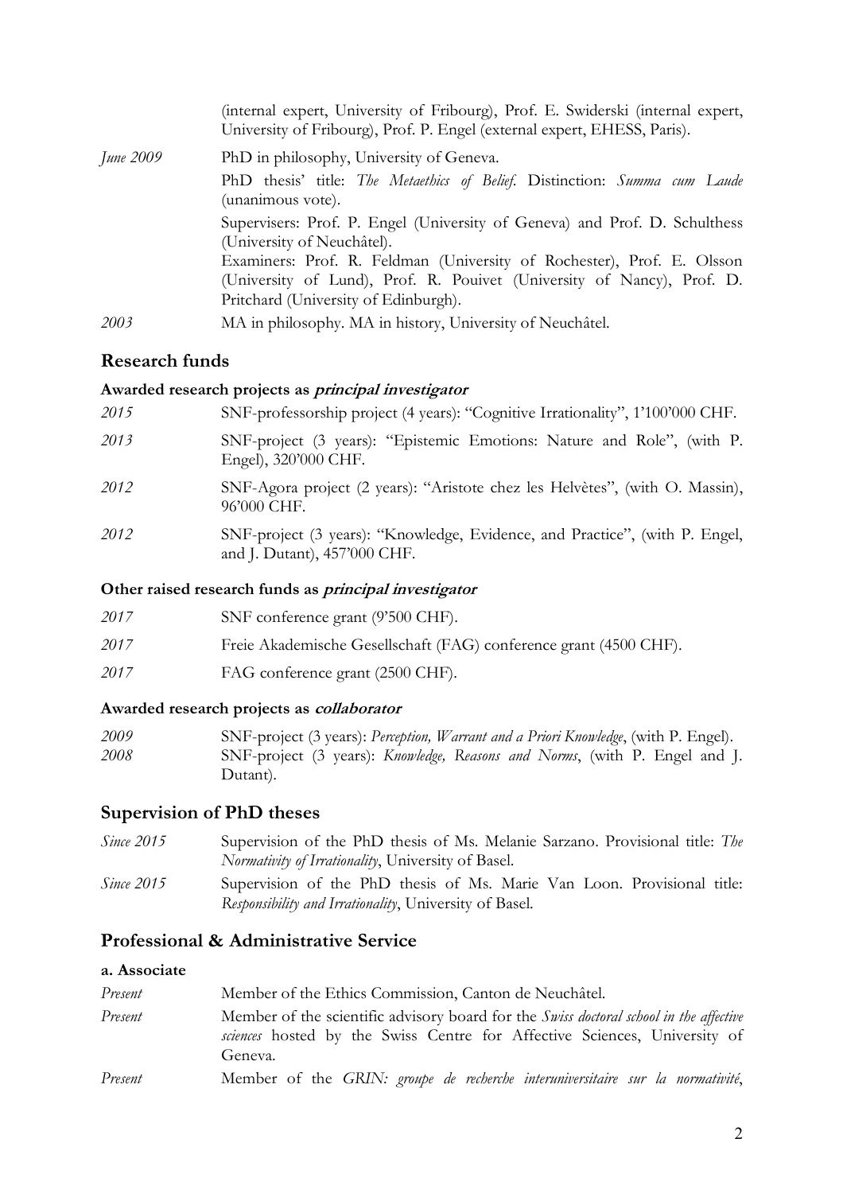(internal expert, University of Fribourg), Prof. E. Swiderski (internal expert, University of Fribourg), Prof. P. Engel (external expert, EHESS, Paris).

*June 2009* PhD in philosophy, University of Geneva.

PhD thesis' title: *The Metaethics of Belief*. Distinction: *Summa cum Laude* (unanimous vote).

Supervisers: Prof. P. Engel (University of Geneva) and Prof. D. Schulthess (University of Neuchâtel).

Examiners: Prof. R. Feldman (University of Rochester), Prof. E. Olsson (University of Lund), Prof. R. Pouivet (University of Nancy), Prof. D. Pritchard (University of Edinburgh).

*2003* MA in philosophy. MA in history, University of Neuchâtel.

## Research funds

### Awarded research projects as *principal investigator*

*2015* SNF-professorship project (4 years): "Cognitive Irrationality", 1'100'000 CHF.

*2013* SNF-project (3 years): "Epistemic Emotions: Nature and Role", (with P. Engel), 320'000 CHF.

*2012* SNF-Agora project (2 years): "Aristote chez les Helvètes", (with O. Massin), 96'000 CHF.

*2012* SNF-project (3 years): "Knowledge, Evidence, and Practice", (with P. Engel, and J. Dutant), 457'000 CHF.

### Other raised research funds as *principal investigator*

*2017* SNF conference grant (9'500 CHF).

*2017* Freie Akademische Gesellschaft (FAG) conference grant (4500 CHF).

*2017* FAG conference grant (2500 CHF).

### Awarded research projects as *collaborator*

*2009* SNF-project (3 years): *Perception, Warrant and a Priori Knowledge*, (with P. Engel).

*2008* SNF-project (3 years): *Knowledge, Reasons and Norms*, (with P. Engel and J. Dutant).

## Supervision of PhD theses

*Since 2015* Supervision of the PhD thesis of Ms. Melanie Sarzano. Provisional title: *The Normativity of Irrationality*, University of Basel.

*Since 2015* Supervision of the PhD thesis of Ms. Marie Van Loon. Provisional title: *Responsibility and Irrationality*, University of Basel.

## Professional & Administrative Service

### a. Associate

*Present* Member of the Ethics Commission, Canton de Neuchâtel.

*Present* Member of the scientific advisory board for the *Swiss doctoral school in the affective sciences* hosted by the Swiss Centre for Affective Sciences, University of Geneva.

*Present* Member of the *GRIN: groupe de recherche interuniversitaire sur la normativité*,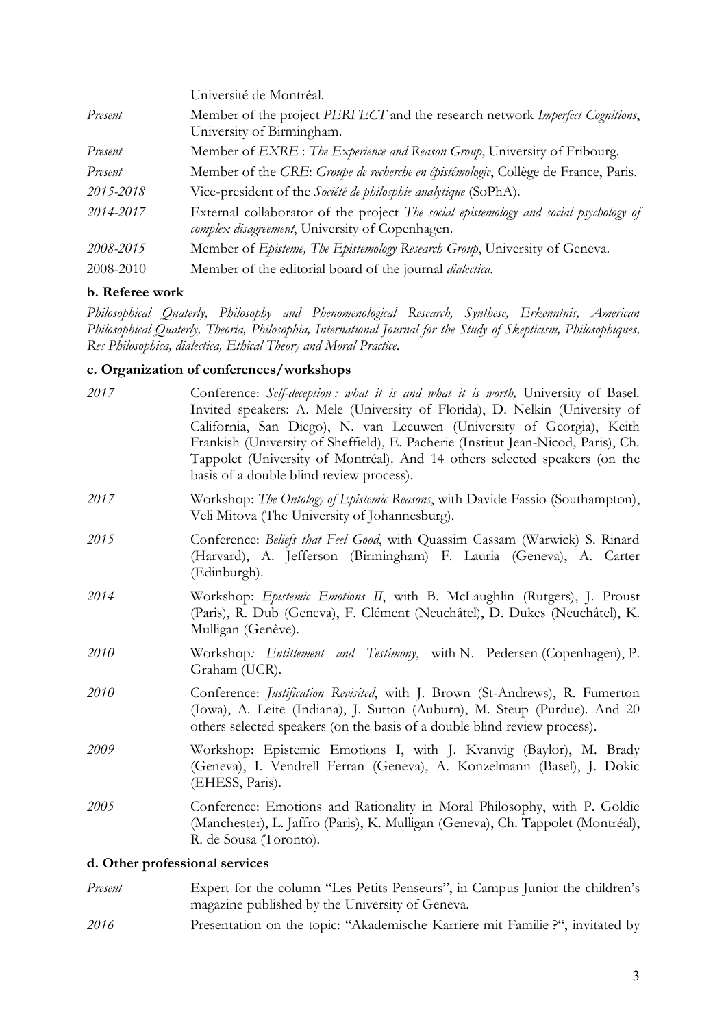| | |
|---|---|
| | Université de Montréal. |
| *Present* | Member of the project *PERFECT* and the research network *Imperfect Cognitions*, University of Birmingham. |
| *Present* | Member of *EXRE* : *The Experience and Reason Group*, University of Fribourg. |
| *Present* | Member of the *GRE*: *Groupe de recherche en épistémologie*, Collège de France, Paris. |
| *2015-2018* | Vice-president of the *Société de philosphie analytique* (SoPhA). |
| *2014-2017* | External collaborator of the project *The social epistemology and social psychology of complex disagreement*, University of Copenhagen. |
| *2008-2015* | Member of *Episteme, The Epistemology Research Group*, University of Geneva. |
| 2008-2010 | Member of the editorial board of the journal *dialectica*. |

**b. Referee work**

*Philosophical Quaterly, Philosophy and Phenomenological Research, Synthese, Erkenntnis, American Philosophical Quaterly, Theoria, Philosophia, International Journal for the Study of Skepticism, Philosophiques, Res Philosophica, dialectica, Ethical Theory and Moral Practice.*

**c. Organization of conferences/workshops**

| | |
|---|---|
| *2017* | Conference: *Self-deception : what it is and what it is worth,* University of Basel. Invited speakers: A. Mele (University of Florida), D. Nelkin (University of California, San Diego), N. van Leeuwen (University of Georgia), Keith Frankish (University of Sheffield), E. Pacherie (Institut Jean-Nicod, Paris), Ch. Tappolet (University of Montréal). And 14 others selected speakers (on the basis of a double blind review process). |
| *2017* | Workshop: *The Ontology of Epistemic Reasons*, with Davide Fassio (Southampton), Veli Mitova (The University of Johannesburg). |
| *2015* | Conference: *Beliefs that Feel Good*, with Quassim Cassam (Warwick) S. Rinard (Harvard), A. Jefferson (Birmingham) F. Lauria (Geneva), A. Carter (Edinburgh). |
| *2014* | Workshop: *Epistemic Emotions II*, with B. McLaughlin (Rutgers), J. Proust (Paris), R. Dub (Geneva), F. Clément (Neuchâtel), D. Dukes (Neuchâtel), K. Mulligan (Genève). |
| *2010* | Workshop*: Entitlement and Testimony*, with N. Pedersen (Copenhagen), P. Graham (UCR). |
| *2010* | Conference: *Justification Revisited*, with J. Brown (St-Andrews), R. Fumerton (Iowa), A. Leite (Indiana), J. Sutton (Auburn), M. Steup (Purdue). And 20 others selected speakers (on the basis of a double blind review process). |
| *2009* | Workshop: Epistemic Emotions I, with J. Kvanvig (Baylor), M. Brady (Geneva), I. Vendrell Ferran (Geneva), A. Konzelmann (Basel), J. Dokic (EHESS, Paris). |
| *2005* | Conference: Emotions and Rationality in Moral Philosophy, with P. Goldie (Manchester), L. Jaffro (Paris), K. Mulligan (Geneva), Ch. Tappolet (Montréal), R. de Sousa (Toronto). |

**d. Other professional services**

| | |
|---|---|
| *Present* | Expert for the column "Les Petits Penseurs", in Campus Junior the children's magazine published by the University of Geneva. |
| *2016* | Presentation on the topic: "Akademische Karriere mit Familie ?", invitated by |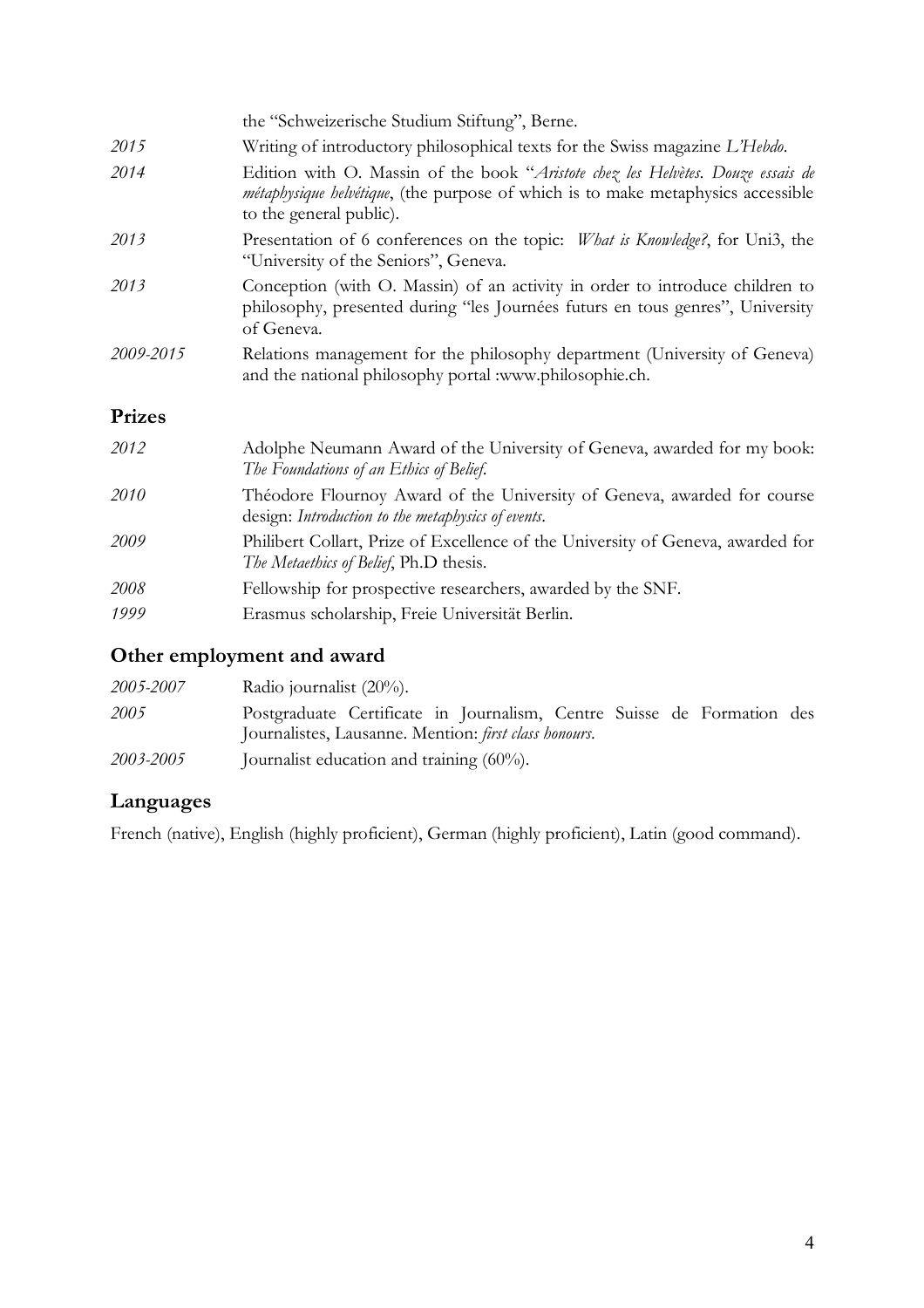| | |
|---|---|
| | the "Schweizerische Studium Stiftung", Berne. |
| *2015* | Writing of introductory philosophical texts for the Swiss magazine *L'Hebdo*. |
| *2014* | Edition with O. Massin of the book "*Aristote chez les Helvètes. Douze essais de métaphysique helvétique*, (the purpose of which is to make metaphysics accessible to the general public). |
| *2013* | Presentation of 6 conferences on the topic: *What is Knowledge?*, for Uni3, the "University of the Seniors", Geneva. |
| *2013* | Conception (with O. Massin) of an activity in order to introduce children to philosophy, presented during "les Journées futurs en tous genres", University of Geneva. |
| *2009-2015* | Relations management for the philosophy department (University of Geneva) and the national philosophy portal :www.philosophie.ch. |

## Prizes

| | |
|---|---|
| *2012* | Adolphe Neumann Award of the University of Geneva, awarded for my book: *The Foundations of an Ethics of Belief*. |
| *2010* | Théodore Flournoy Award of the University of Geneva, awarded for course design: *Introduction to the metaphysics of events*. |
| *2009* | Philibert Collart, Prize of Excellence of the University of Geneva, awarded for *The Metaethics of Belief*, Ph.D thesis. |
| *2008* | Fellowship for prospective researchers, awarded by the SNF. |
| *1999* | Erasmus scholarship, Freie Universität Berlin. |

## Other employment and award

| | |
|---|---|
| *2005-2007* | Radio journalist (20%). |
| *2005* | Postgraduate Certificate in Journalism, Centre Suisse de Formation des Journalistes, Lausanne. Mention: *first class honours*. |
| *2003-2005* | Journalist education and training (60%). |

## Languages

French (native), English (highly proficient), German (highly proficient), Latin (good command).